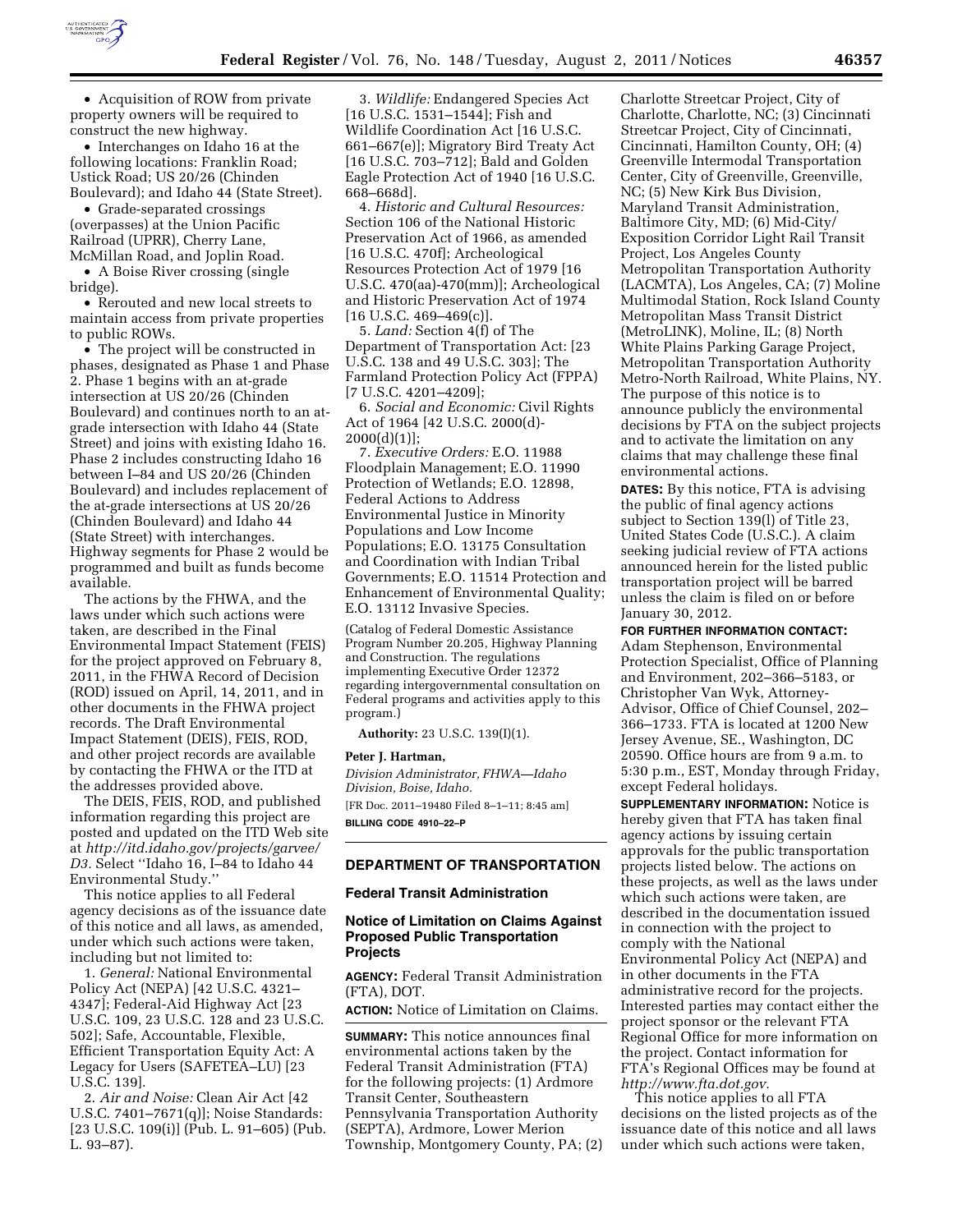- Acquisition of ROW from private property owners will be required to construct the new highway.
- Interchanges on Idaho 16 at the following locations: Franklin Road; Ustick Road; US 20/26 (Chinden Boulevard); and Idaho 44 (State Street).
- Grade-separated crossings (overpasses) at the Union Pacific Railroad (UPRR), Cherry Lane, McMillan Road, and Joplin Road.
- A Boise River crossing (single bridge).
- Rerouted and new local streets to maintain access from private properties to public ROWs.
- The project will be constructed in phases, designated as Phase 1 and Phase 2. Phase 1 begins with an at-grade intersection at US 20/26 (Chinden Boulevard) and continues north to an at-grade intersection with Idaho 44 (State Street) and joins with existing Idaho 16. Phase 2 includes constructing Idaho 16 between I–84 and US 20/26 (Chinden Boulevard) and includes replacement of the at-grade intersections at US 20/26 (Chinden Boulevard) and Idaho 44 (State Street) with interchanges. Highway segments for Phase 2 would be programmed and built as funds become available.

The actions by the FHWA, and the laws under which such actions were taken, are described in the Final Environmental Impact Statement (FEIS) for the project approved on February 8, 2011, in the FHWA Record of Decision (ROD) issued on April, 14, 2011, and in other documents in the FHWA project records. The Draft Environmental Impact Statement (DEIS), FEIS, ROD, and other project records are available by contacting the FHWA or the ITD at the addresses provided above.

The DEIS, FEIS, ROD, and published information regarding this project are posted and updated on the ITD Web site at *http://itd.idaho.gov/projects/garvee/D3*. Select ''Idaho 16, I–84 to Idaho 44 Environmental Study.''

This notice applies to all Federal agency decisions as of the issuance date of this notice and all laws, as amended, under which such actions were taken, including but not limited to:

1. *General:* National Environmental Policy Act (NEPA) [42 U.S.C. 4321–4347]; Federal-Aid Highway Act [23 U.S.C. 109, 23 U.S.C. 128 and 23 U.S.C. 502]; Safe, Accountable, Flexible, Efficient Transportation Equity Act: A Legacy for Users (SAFETEA–LU) [23 U.S.C. 139].

2. *Air and Noise:* Clean Air Act [42 U.S.C. 7401–7671(q)]; Noise Standards: [23 U.S.C. 109(i)] (Pub. L. 91–605) (Pub. L. 93–87).

3. *Wildlife:* Endangered Species Act [16 U.S.C. 1531–1544]; Fish and Wildlife Coordination Act [16 U.S.C. 661–667(e)]; Migratory Bird Treaty Act [16 U.S.C. 703–712]; Bald and Golden Eagle Protection Act of 1940 [16 U.S.C. 668–668d].

4. *Historic and Cultural Resources:* Section 106 of the National Historic Preservation Act of 1966, as amended [16 U.S.C. 470f]; Archeological Resources Protection Act of 1979 [16 U.S.C. 470(aa)-470(mm)]; Archeological and Historic Preservation Act of 1974 [16 U.S.C. 469–469(c)].

5. *Land:* Section 4(f) of The Department of Transportation Act: [23 U.S.C. 138 and 49 U.S.C. 303]; The Farmland Protection Policy Act (FPPA) [7 U.S.C. 4201–4209];

6. *Social and Economic:* Civil Rights Act of 1964 [42 U.S.C. 2000(d)-2000(d)(1)];

7. *Executive Orders:* E.O. 11988 Floodplain Management; E.O. 11990 Protection of Wetlands; E.O. 12898, Federal Actions to Address Environmental Justice in Minority Populations and Low Income Populations; E.O. 13175 Consultation and Coordination with Indian Tribal Governments; E.O. 11514 Protection and Enhancement of Environmental Quality; E.O. 13112 Invasive Species.

(Catalog of Federal Domestic Assistance Program Number 20.205, Highway Planning and Construction. The regulations implementing Executive Order 12372 regarding intergovernmental consultation on Federal programs and activities apply to this program.)

**Authority:** 23 U.S.C. 139(l)(1).

**Peter J. Hartman,**

*Division Administrator, FHWA—Idaho Division, Boise, Idaho.*

[FR Doc. 2011–19480 Filed 8–1–11; 8:45 am]

**BILLING CODE 4910–22–P**

## DEPARTMENT OF TRANSPORTATION

### Federal Transit Administration

### Notice of Limitation on Claims Against Proposed Public Transportation Projects

**AGENCY:** Federal Transit Administration (FTA), DOT.

**ACTION:** Notice of Limitation on Claims.

**SUMMARY:** This notice announces final environmental actions taken by the Federal Transit Administration (FTA) for the following projects: (1) Ardmore Transit Center, Southeastern Pennsylvania Transportation Authority (SEPTA), Ardmore, Lower Merion Township, Montgomery County, PA; (2) Charlotte Streetcar Project, City of Charlotte, Charlotte, NC; (3) Cincinnati Streetcar Project, City of Cincinnati, Cincinnati, Hamilton County, OH; (4) Greenville Intermodal Transportation Center, City of Greenville, Greenville, NC; (5) New Kirk Bus Division, Maryland Transit Administration, Baltimore City, MD; (6) Mid-City/Exposition Corridor Light Rail Transit Project, Los Angeles County Metropolitan Transportation Authority (LACMTA), Los Angeles, CA; (7) Moline Multimodal Station, Rock Island County Metropolitan Mass Transit District (MetroLINK), Moline, IL; (8) North White Plains Parking Garage Project, Metropolitan Transportation Authority Metro-North Railroad, White Plains, NY. The purpose of this notice is to announce publicly the environmental decisions by FTA on the subject projects and to activate the limitation on any claims that may challenge these final environmental actions.

**DATES:** By this notice, FTA is advising the public of final agency actions subject to Section 139(l) of Title 23, United States Code (U.S.C.). A claim seeking judicial review of FTA actions announced herein for the listed public transportation project will be barred unless the claim is filed on or before January 30, 2012.

**FOR FURTHER INFORMATION CONTACT:** Adam Stephenson, Environmental Protection Specialist, Office of Planning and Environment, 202–366–5183, or Christopher Van Wyk, Attorney-Advisor, Office of Chief Counsel, 202–366–1733. FTA is located at 1200 New Jersey Avenue, SE., Washington, DC 20590. Office hours are from 9 a.m. to 5:30 p.m., EST, Monday through Friday, except Federal holidays.

**SUPPLEMENTARY INFORMATION:** Notice is hereby given that FTA has taken final agency actions by issuing certain approvals for the public transportation projects listed below. The actions on these projects, as well as the laws under which such actions were taken, are described in the documentation issued in connection with the project to comply with the National Environmental Policy Act (NEPA) and in other documents in the FTA administrative record for the projects. Interested parties may contact either the project sponsor or the relevant FTA Regional Office for more information on the project. Contact information for FTA's Regional Offices may be found at *http://www.fta.dot.gov.*

This notice applies to all FTA decisions on the listed projects as of the issuance date of this notice and all laws under which such actions were taken,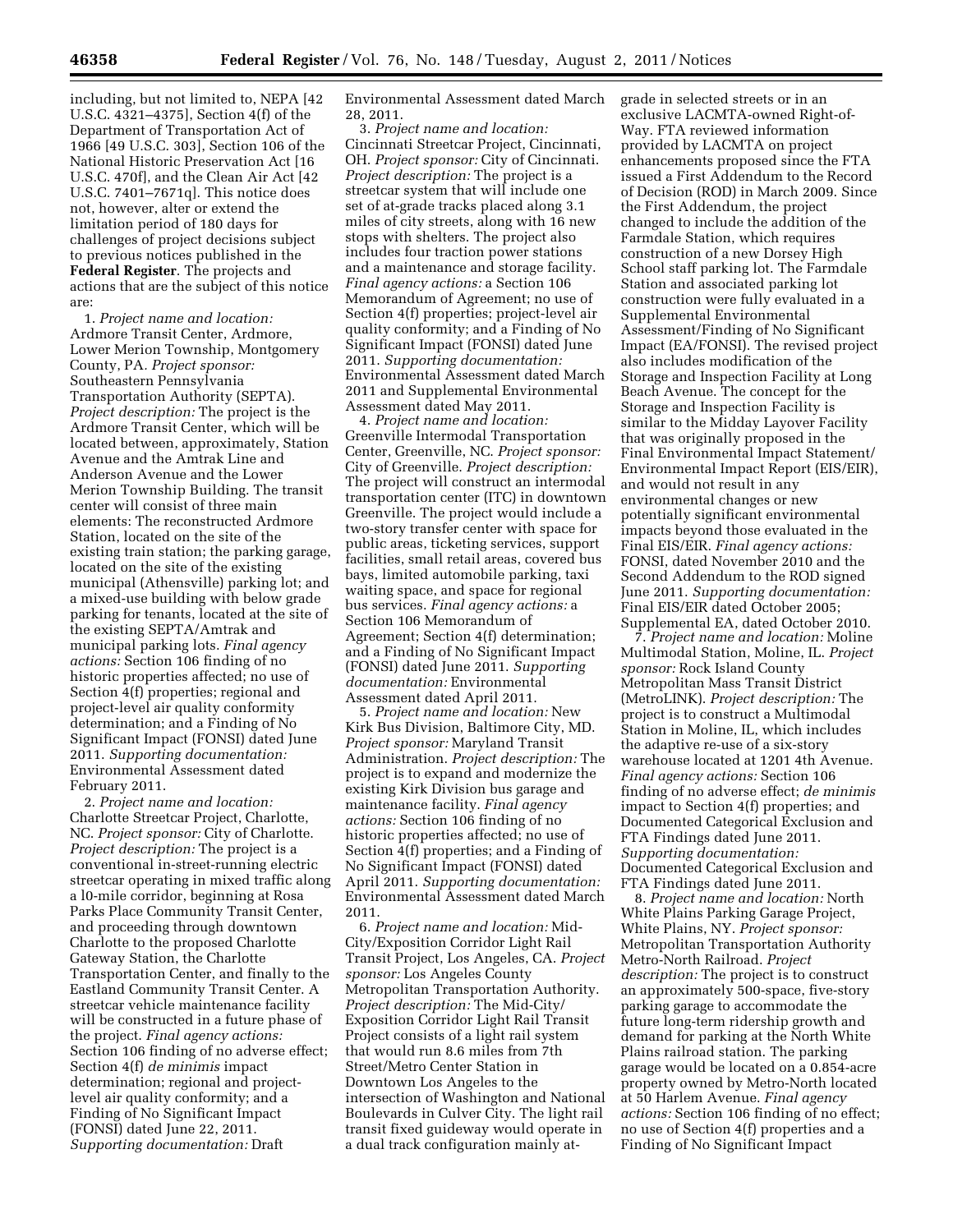including, but not limited to, NEPA [42 U.S.C. 4321–4375], Section 4(f) of the Department of Transportation Act of 1966 [49 U.S.C. 303], Section 106 of the National Historic Preservation Act [16 U.S.C. 470f], and the Clean Air Act [42 U.S.C. 7401–7671q]. This notice does not, however, alter or extend the limitation period of 180 days for challenges of project decisions subject to previous notices published in the **Federal Register**. The projects and actions that are the subject of this notice are:

1. *Project name and location:* Ardmore Transit Center, Ardmore, Lower Merion Township, Montgomery County, PA. *Project sponsor:* Southeastern Pennsylvania Transportation Authority (SEPTA). *Project description:* The project is the Ardmore Transit Center, which will be located between, approximately, Station Avenue and the Amtrak Line and Anderson Avenue and the Lower Merion Township Building. The transit center will consist of three main elements: The reconstructed Ardmore Station, located on the site of the existing train station; the parking garage, located on the site of the existing municipal (Athensville) parking lot; and a mixed-use building with below grade parking for tenants, located at the site of the existing SEPTA/Amtrak and municipal parking lots. *Final agency actions:* Section 106 finding of no historic properties affected; no use of Section 4(f) properties; regional and project-level air quality conformity determination; and a Finding of No Significant Impact (FONSI) dated June 2011. *Supporting documentation:* Environmental Assessment dated February 2011.

2. *Project name and location:* Charlotte Streetcar Project, Charlotte, NC. *Project sponsor:* City of Charlotte. *Project description:* The project is a conventional in-street-running electric streetcar operating in mixed traffic along a l0-mile corridor, beginning at Rosa Parks Place Community Transit Center, and proceeding through downtown Charlotte to the proposed Charlotte Gateway Station, the Charlotte Transportation Center, and finally to the Eastland Community Transit Center. A streetcar vehicle maintenance facility will be constructed in a future phase of the project. *Final agency actions:* Section 106 finding of no adverse effect; Section 4(f) *de minimis* impact determination; regional and project-level air quality conformity; and a Finding of No Significant Impact (FONSI) dated June 22, 2011. *Supporting documentation:* Draft Environmental Assessment dated March 28, 2011.

3. *Project name and location:* Cincinnati Streetcar Project, Cincinnati, OH. *Project sponsor:* City of Cincinnati. *Project description:* The project is a streetcar system that will include one set of at-grade tracks placed along 3.1 miles of city streets, along with 16 new stops with shelters. The project also includes four traction power stations and a maintenance and storage facility. *Final agency actions:* a Section 106 Memorandum of Agreement; no use of Section 4(f) properties; project-level air quality conformity; and a Finding of No Significant Impact (FONSI) dated June 2011. *Supporting documentation:* Environmental Assessment dated March 2011 and Supplemental Environmental Assessment dated May 2011.

4. *Project name and location:* Greenville Intermodal Transportation Center, Greenville, NC. *Project sponsor:* City of Greenville. *Project description:* The project will construct an intermodal transportation center (ITC) in downtown Greenville. The project would include a two-story transfer center with space for public areas, ticketing services, support facilities, small retail areas, covered bus bays, limited automobile parking, taxi waiting space, and space for regional bus services. *Final agency actions:* a Section 106 Memorandum of Agreement; Section 4(f) determination; and a Finding of No Significant Impact (FONSI) dated June 2011. *Supporting documentation:* Environmental Assessment dated April 2011.

5. *Project name and location:* New Kirk Bus Division, Baltimore City, MD. *Project sponsor:* Maryland Transit Administration. *Project description:* The project is to expand and modernize the existing Kirk Division bus garage and maintenance facility. *Final agency actions:* Section 106 finding of no historic properties affected; no use of Section 4(f) properties; and a Finding of No Significant Impact (FONSI) dated April 2011. *Supporting documentation:* Environmental Assessment dated March 2011.

6. *Project name and location:* Mid-City/Exposition Corridor Light Rail Transit Project, Los Angeles, CA. *Project sponsor:* Los Angeles County Metropolitan Transportation Authority. *Project description:* The Mid-City/Exposition Corridor Light Rail Transit Project consists of a light rail system that would run 8.6 miles from 7th Street/Metro Center Station in Downtown Los Angeles to the intersection of Washington and National Boulevards in Culver City. The light rail transit fixed guideway would operate in a dual track configuration mainly at-grade in selected streets or in an exclusive LACMTA-owned Right-of-Way. FTA reviewed information provided by LACMTA on project enhancements proposed since the FTA issued a First Addendum to the Record of Decision (ROD) in March 2009. Since the First Addendum, the project changed to include the addition of the Farmdale Station, which requires construction of a new Dorsey High School staff parking lot. The Farmdale Station and associated parking lot construction were fully evaluated in a Supplemental Environmental Assessment/Finding of No Significant Impact (EA/FONSI). The revised project also includes modification of the Storage and Inspection Facility at Long Beach Avenue. The concept for the Storage and Inspection Facility is similar to the Midday Layover Facility that was originally proposed in the Final Environmental Impact Statement/Environmental Impact Report (EIS/EIR), and would not result in any environmental changes or new potentially significant environmental impacts beyond those evaluated in the Final EIS/EIR. *Final agency actions:* FONSI, dated November 2010 and the Second Addendum to the ROD signed June 2011. *Supporting documentation:* Final EIS/EIR dated October 2005; Supplemental EA, dated October 2010.

7. *Project name and location:* Moline Multimodal Station, Moline, IL. *Project sponsor:* Rock Island County Metropolitan Mass Transit District (MetroLINK). *Project description:* The project is to construct a Multimodal Station in Moline, IL, which includes the adaptive re-use of a six-story warehouse located at 1201 4th Avenue. *Final agency actions:* Section 106 finding of no adverse effect; *de minimis* impact to Section 4(f) properties; and Documented Categorical Exclusion and FTA Findings dated June 2011. *Supporting documentation:* Documented Categorical Exclusion and FTA Findings dated June 2011.

8. *Project name and location:* North White Plains Parking Garage Project, White Plains, NY. *Project sponsor:* Metropolitan Transportation Authority Metro-North Railroad. *Project description:* The project is to construct an approximately 500-space, five-story parking garage to accommodate the future long-term ridership growth and demand for parking at the North White Plains railroad station. The parking garage would be located on a 0.854-acre property owned by Metro-North located at 50 Harlem Avenue. *Final agency actions:* Section 106 finding of no effect; no use of Section 4(f) properties and a Finding of No Significant Impact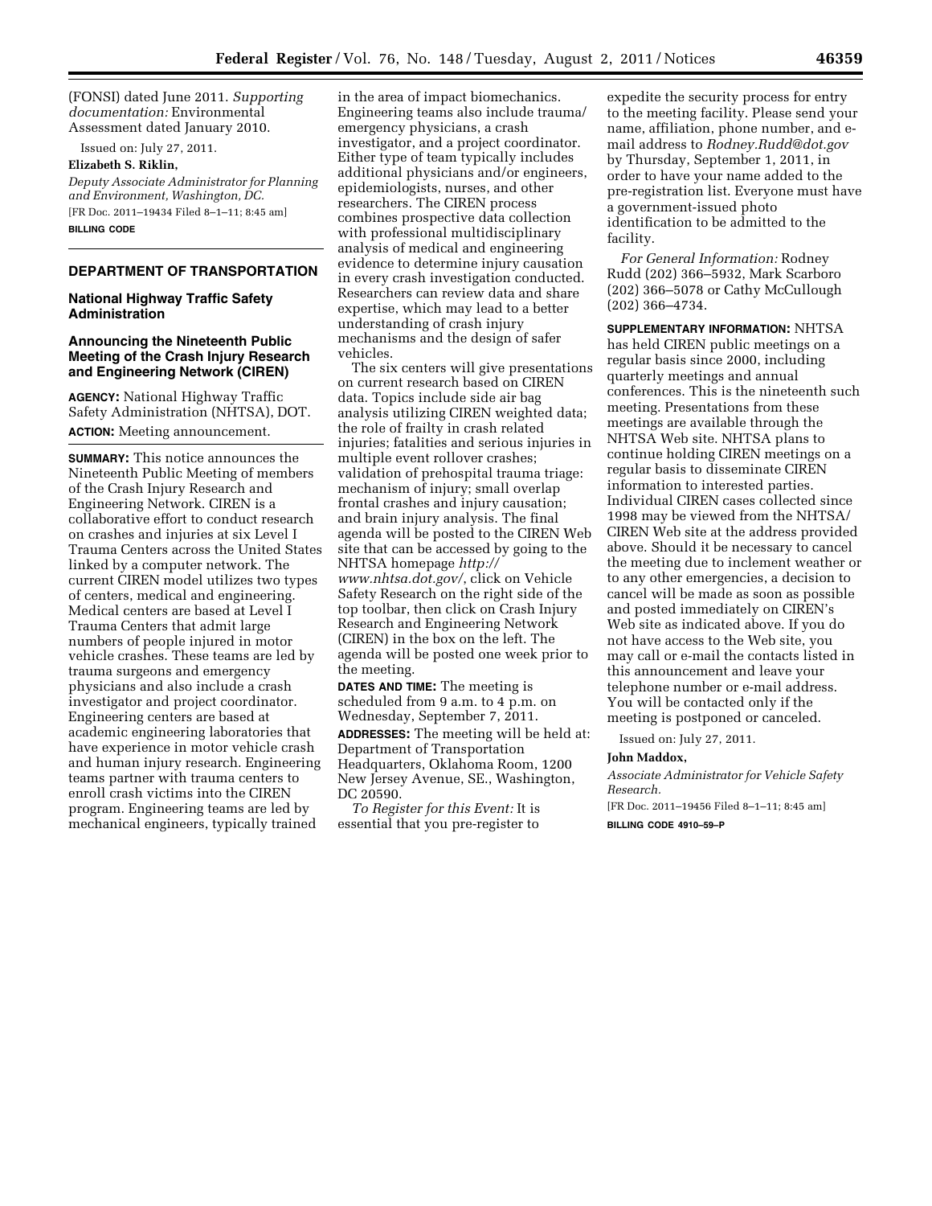(FONSI) dated June 2011. *Supporting documentation:* Environmental Assessment dated January 2010.

Issued on: July 27, 2011.

**Elizabeth S. Riklin,**

*Deputy Associate Administrator for Planning and Environment, Washington, DC.*

[FR Doc. 2011–19434 Filed 8–1–11; 8:45 am]

**BILLING CODE**

## DEPARTMENT OF TRANSPORTATION

### National Highway Traffic Safety Administration

### Announcing the Nineteenth Public Meeting of the Crash Injury Research and Engineering Network (CIREN)

**AGENCY:** National Highway Traffic Safety Administration (NHTSA), DOT.

**ACTION:** Meeting announcement.

**SUMMARY:** This notice announces the Nineteenth Public Meeting of members of the Crash Injury Research and Engineering Network. CIREN is a collaborative effort to conduct research on crashes and injuries at six Level I Trauma Centers across the United States linked by a computer network. The current CIREN model utilizes two types of centers, medical and engineering. Medical centers are based at Level I Trauma Centers that admit large numbers of people injured in motor vehicle crashes. These teams are led by trauma surgeons and emergency physicians and also include a crash investigator and project coordinator. Engineering centers are based at academic engineering laboratories that have experience in motor vehicle crash and human injury research. Engineering teams partner with trauma centers to enroll crash victims into the CIREN program. Engineering teams are led by mechanical engineers, typically trained in the area of impact biomechanics. Engineering teams also include trauma/emergency physicians, a crash investigator, and a project coordinator. Either type of team typically includes additional physicians and/or engineers, epidemiologists, nurses, and other researchers. The CIREN process combines prospective data collection with professional multidisciplinary analysis of medical and engineering evidence to determine injury causation in every crash investigation conducted. Researchers can review data and share expertise, which may lead to a better understanding of crash injury mechanisms and the design of safer vehicles.

The six centers will give presentations on current research based on CIREN data. Topics include side air bag analysis utilizing CIREN weighted data; the role of frailty in crash related injuries; fatalities and serious injuries in multiple event rollover crashes; validation of prehospital trauma triage: mechanism of injury; small overlap frontal crashes and injury causation; and brain injury analysis. The final agenda will be posted to the CIREN Web site that can be accessed by going to the NHTSA homepage *http://www.nhtsa.dot.gov/*, click on Vehicle Safety Research on the right side of the top toolbar, then click on Crash Injury Research and Engineering Network (CIREN) in the box on the left. The agenda will be posted one week prior to the meeting.

**DATES AND TIME:** The meeting is scheduled from 9 a.m. to 4 p.m. on Wednesday, September 7, 2011.

**ADDRESSES:** The meeting will be held at: Department of Transportation Headquarters, Oklahoma Room, 1200 New Jersey Avenue, SE., Washington, DC 20590.

*To Register for this Event:* It is essential that you pre-register to expedite the security process for entry to the meeting facility. Please send your name, affiliation, phone number, and e-mail address to *Rodney.Rudd@dot.gov* by Thursday, September 1, 2011, in order to have your name added to the pre-registration list. Everyone must have a government-issued photo identification to be admitted to the facility.

*For General Information:* Rodney Rudd (202) 366–5932, Mark Scarboro (202) 366–5078 or Cathy McCullough (202) 366–4734.

**SUPPLEMENTARY INFORMATION:** NHTSA has held CIREN public meetings on a regular basis since 2000, including quarterly meetings and annual conferences. This is the nineteenth such meeting. Presentations from these meetings are available through the NHTSA Web site. NHTSA plans to continue holding CIREN meetings on a regular basis to disseminate CIREN information to interested parties. Individual CIREN cases collected since 1998 may be viewed from the NHTSA/CIREN Web site at the address provided above. Should it be necessary to cancel the meeting due to inclement weather or to any other emergencies, a decision to cancel will be made as soon as possible and posted immediately on CIREN's Web site as indicated above. If you do not have access to the Web site, you may call or e-mail the contacts listed in this announcement and leave your telephone number or e-mail address. You will be contacted only if the meeting is postponed or canceled.

Issued on: July 27, 2011.

**John Maddox,**

*Associate Administrator for Vehicle Safety Research.*

[FR Doc. 2011–19456 Filed 8–1–11; 8:45 am]

**BILLING CODE 4910–59–P**